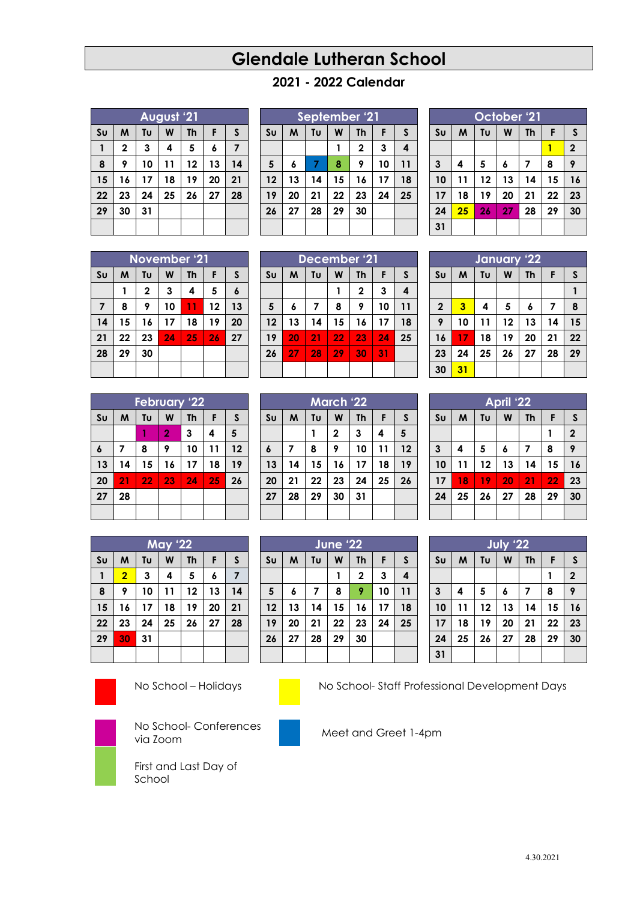# Glendale Lutheran School

## 2021 - 2022 Calendar

### August '21

| Su | M | Tu | W | Th | F | S |
|---|---|---|---|---|---|---|
| 1 | 2 | 3 | 4 | 5 | 6 | 7 |
| 8 | 9 | 10 | 11 | 12 | 13 | 14 |
| 15 | 16 | 17 | 18 | 19 | 20 | 21 |
| 22 | 23 | 24 | 25 | 26 | 27 | 28 |
| 29 | 30 | 31 | | | | |

### September '21

| Su | M | Tu | W | Th | F | S |
|---|---|---|---|---|---|---|
| | | | 1 | 2 | 3 | 4 |
| 5 | 6 | 7 | 8 | 9 | 10 | 11 |
| 12 | 13 | 14 | 15 | 16 | 17 | 18 |
| 19 | 20 | 21 | 22 | 23 | 24 | 25 |
| 26 | 27 | 28 | 29 | 30 | | |

### October '21

| Su | M | Tu | W | Th | F | S |
|---|---|---|---|---|---|---|
| | | | | | 1 | 2 |
| 3 | 4 | 5 | 6 | 7 | 8 | 9 |
| 10 | 11 | 12 | 13 | 14 | 15 | 16 |
| 17 | 18 | 19 | 20 | 21 | 22 | 23 |
| 24 | 25 | 26 | 27 | 28 | 29 | 30 |
| 31 | | | | | | |

### November '21

| Su | M | Tu | W | Th | F | S |
|---|---|---|---|---|---|---|
| | 1 | 2 | 3 | 4 | 5 | 6 |
| 7 | 8 | 9 | 10 | 11 | 12 | 13 |
| 14 | 15 | 16 | 17 | 18 | 19 | 20 |
| 21 | 22 | 23 | 24 | 25 | 26 | 27 |
| 28 | 29 | 30 | | | | |

### December '21

| Su | M | Tu | W | Th | F | S |
|---|---|---|---|---|---|---|
| | | | 1 | 2 | 3 | 4 |
| 5 | 6 | 7 | 8 | 9 | 10 | 11 |
| 12 | 13 | 14 | 15 | 16 | 17 | 18 |
| 19 | 20 | 21 | 22 | 23 | 24 | 25 |
| 26 | 27 | 28 | 29 | 30 | 31 | |

### January '22

| Su | M | Tu | W | Th | F | S |
|---|---|---|---|---|---|---|
| | | | | | | 1 |
| 2 | 3 | 4 | 5 | 6 | 7 | 8 |
| 9 | 10 | 11 | 12 | 13 | 14 | 15 |
| 16 | 17 | 18 | 19 | 20 | 21 | 22 |
| 23 | 24 | 25 | 26 | 27 | 28 | 29 |
| 30 | 31 | | | | | |

### February '22

| Su | M | Tu | W | Th | F | S |
|---|---|---|---|---|---|---|
| | | 1 | 2 | 3 | 4 | 5 |
| 6 | 7 | 8 | 9 | 10 | 11 | 12 |
| 13 | 14 | 15 | 16 | 17 | 18 | 19 |
| 20 | 21 | 22 | 23 | 24 | 25 | 26 |
| 27 | 28 | | | | | |

### March '22

| Su | M | Tu | W | Th | F | S |
|---|---|---|---|---|---|---|
| | | 1 | 2 | 3 | 4 | 5 |
| 6 | 7 | 8 | 9 | 10 | 11 | 12 |
| 13 | 14 | 15 | 16 | 17 | 18 | 19 |
| 20 | 21 | 22 | 23 | 24 | 25 | 26 |
| 27 | 28 | 29 | 30 | 31 | | |

### April '22

| Su | M | Tu | W | Th | F | S |
|---|---|---|---|---|---|---|
| | | | | | 1 | 2 |
| 3 | 4 | 5 | 6 | 7 | 8 | 9 |
| 10 | 11 | 12 | 13 | 14 | 15 | 16 |
| 17 | 18 | 19 | 20 | 21 | 22 | 23 |
| 24 | 25 | 26 | 27 | 28 | 29 | 30 |

### May '22

| Su | M | Tu | W | Th | F | S |
|---|---|---|---|---|---|---|
| 1 | 2 | 3 | 4 | 5 | 6 | 7 |
| 8 | 9 | 10 | 11 | 12 | 13 | 14 |
| 15 | 16 | 17 | 18 | 19 | 20 | 21 |
| 22 | 23 | 24 | 25 | 26 | 27 | 28 |
| 29 | 30 | 31 | | | | |

### June '22

| Su | M | Tu | W | Th | F | S |
|---|---|---|---|---|---|---|
| | | | 1 | 2 | 3 | 4 |
| 5 | 6 | 7 | 8 | 9 | 10 | 11 |
| 12 | 13 | 14 | 15 | 16 | 17 | 18 |
| 19 | 20 | 21 | 22 | 23 | 24 | 25 |
| 26 | 27 | 28 | 29 | 30 | | |

### July '22

| Su | M | Tu | W | Th | F | S |
|---|---|---|---|---|---|---|
| | | | | | 1 | 2 |
| 3 | 4 | 5 | 6 | 7 | 8 | 9 |
| 10 | 11 | 12 | 13 | 14 | 15 | 16 |
| 17 | 18 | 19 | 20 | 21 | 22 | 23 |
| 24 | 25 | 26 | 27 | 28 | 29 | 30 |
| 31 | | | | | | |

No School – Holidays: Nov 11; Nov 24–26; Dec 20–24; Dec 27–31; Jan 17; Feb 21–25; Apr 18–22; May 30

No School- Staff Professional Development Days: Oct 1; Oct 25; Jan 3; Jan 31; May 2

No School- Conferences via Zoom: Oct 26–27; Feb 1–2

Meet and Greet 1-4pm: Sep 7

First and Last Day of School: Sep 8; Jun 9

4.30.2021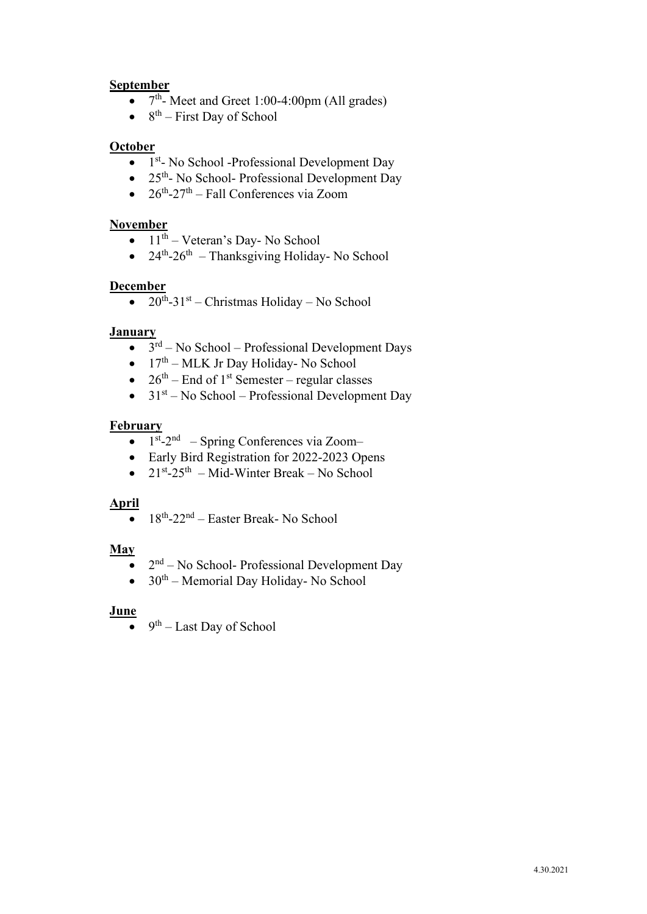**September**

- 7th- Meet and Greet 1:00-4:00pm (All grades)
- 8th – First Day of School

**October**

- 1st- No School -Professional Development Day
- 25th- No School- Professional Development Day
- 26th-27th – Fall Conferences via Zoom

**November**

- 11th – Veteran's Day- No School
- 24th-26th – Thanksgiving Holiday- No School

**December**

- 20th-31st – Christmas Holiday – No School

**January**

- 3rd – No School – Professional Development Days
- 17th – MLK Jr Day Holiday- No School
- 26th – End of 1st Semester – regular classes
- 31st – No School – Professional Development Day

**February**

- 1st-2nd – Spring Conferences via Zoom–
- Early Bird Registration for 2022-2023 Opens
- 21st-25th – Mid-Winter Break – No School

**April**

- 18th-22nd – Easter Break- No School

**May**

- 2nd – No School- Professional Development Day
- 30th – Memorial Day Holiday- No School

**June**

- 9th – Last Day of School

4.30.2021